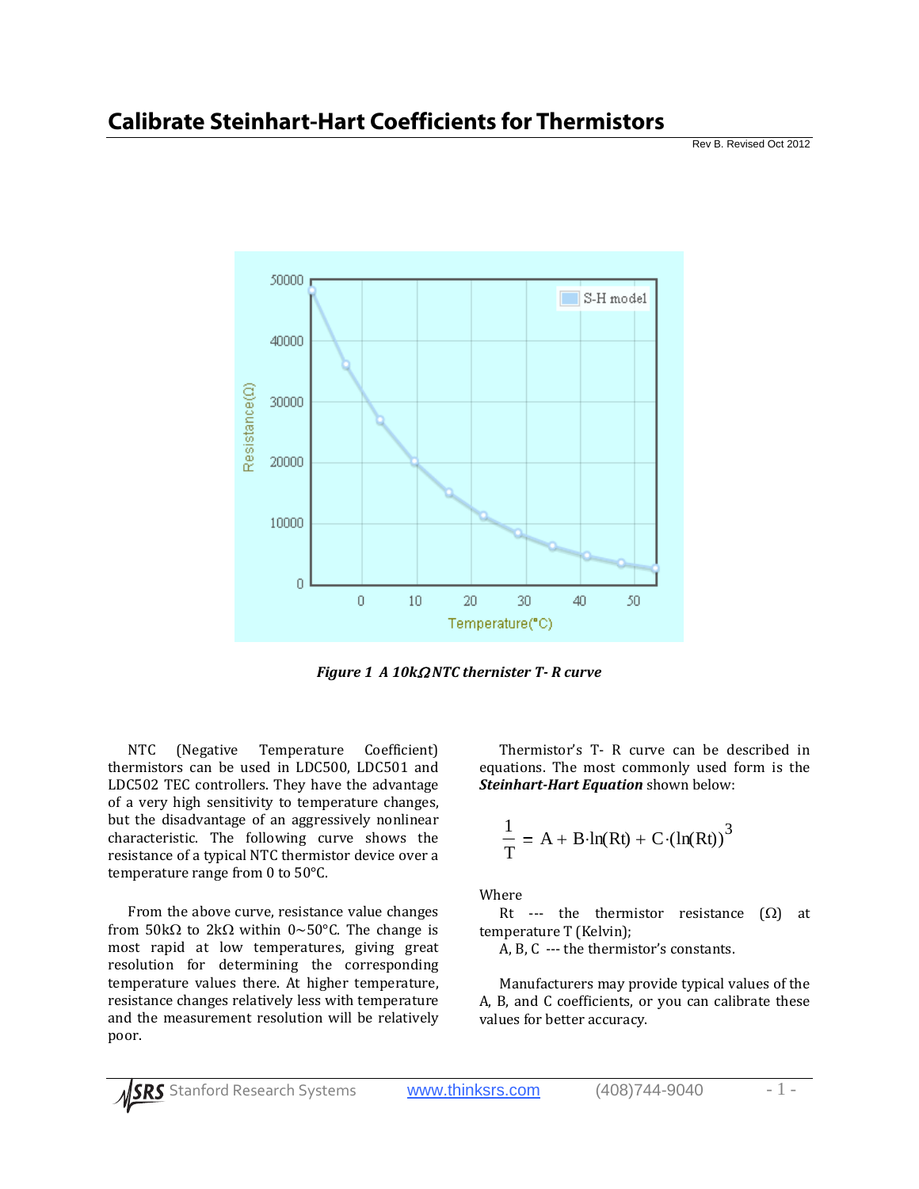# Calibrate Steinhart-Hart Coefficients for Thermistors

Rev B. Revised Oct 2012

*Figure 1 A 10kΩ NTC thernister T- R curve*

NTC (Negative Temperature Coefficient) thermistors can be used in LDC500, LDC501 and LDC502 TEC controllers. They have the advantage of a very high sensitivity to temperature changes, but the disadvantage of an aggressively nonlinear characteristic. The following curve shows the resistance of a typical NTC thermistor device over a temperature range from 0 to 50°C.

From the above curve, resistance value changes from 50kΩ to 2kΩ within 0~50°C. The change is most rapid at low temperatures, giving great resolution for determining the corresponding temperature values there. At higher temperature, resistance changes relatively less with temperature and the measurement resolution will be relatively poor.

Thermistor's T- R curve can be described in equations. The most commonly used form is the ***Steinhart-Hart Equation*** shown below:

$$\frac{1}{T} = A + B \cdot \ln(Rt) + C \cdot (\ln(Rt))^3$$

Where

Rt --- the thermistor resistance (Ω) at temperature T (Kelvin);

A, B, C --- the thermistor's constants.

Manufacturers may provide typical values of the A, B, and C coefficients, or you can calibrate these values for better accuracy.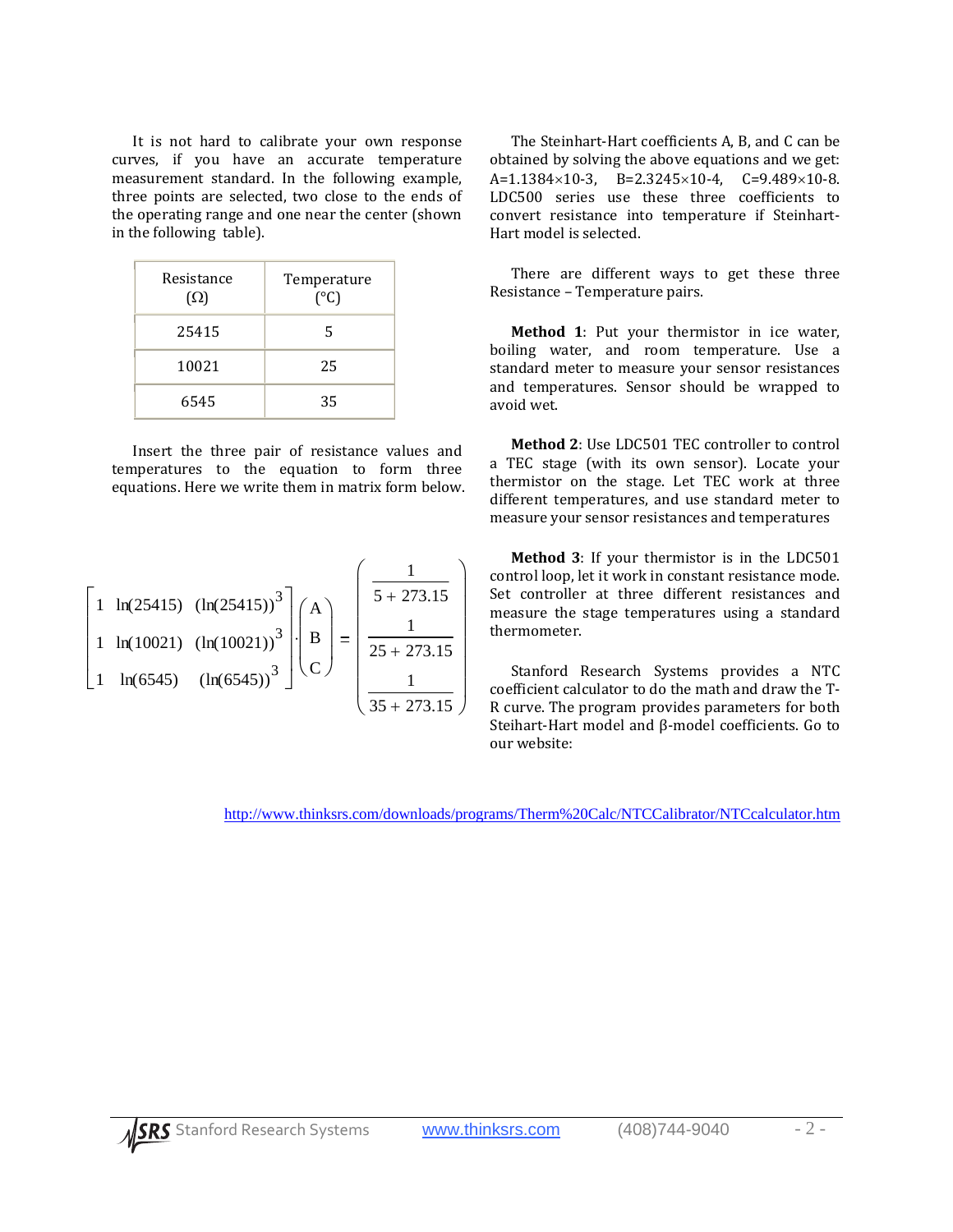It is not hard to calibrate your own response curves, if you have an accurate temperature measurement standard. In the following example, three points are selected, two close to the ends of the operating range and one near the center (shown in the following table).

| Resistance (Ω) | Temperature (°C) |
|---|---|
| 25415 | 5 |
| 10021 | 25 |
| 6545 | 35 |

Insert the three pair of resistance values and temperatures to the equation to form three equations. Here we write them in matrix form below.

$$\begin{bmatrix} 1 & \ln(25415) & (\ln(25415))^3 \\ 1 & \ln(10021) & (\ln(10021))^3 \\ 1 & \ln(6545) & (\ln(6545))^3 \end{bmatrix} \cdot \begin{pmatrix} A \\ B \\ C \end{pmatrix} = \begin{pmatrix} \dfrac{1}{5 + 273.15} \\ \dfrac{1}{25 + 273.15} \\ \dfrac{1}{35 + 273.15} \end{pmatrix}$$

The Steinhart-Hart coefficients A, B, and C can be obtained by solving the above equations and we get: A=1.1384×10-3, B=2.3245×10-4, C=9.489×10-8. LDC500 series use these three coefficients to convert resistance into temperature if Steinhart-Hart model is selected.

There are different ways to get these three Resistance – Temperature pairs.

**Method 1**: Put your thermistor in ice water, boiling water, and room temperature. Use a standard meter to measure your sensor resistances and temperatures. Sensor should be wrapped to avoid wet.

**Method 2**: Use LDC501 TEC controller to control a TEC stage (with its own sensor). Locate your thermistor on the stage. Let TEC work at three different temperatures, and use standard meter to measure your sensor resistances and temperatures

**Method 3**: If your thermistor is in the LDC501 control loop, let it work in constant resistance mode. Set controller at three different resistances and measure the stage temperatures using a standard thermometer.

Stanford Research Systems provides a NTC coefficient calculator to do the math and draw the T-R curve. The program provides parameters for both Steihart-Hart model and β-model coefficients. Go to our website:

http://www.thinksrs.com/downloads/programs/Therm%20Calc/NTCCalibrator/NTCcalculator.htm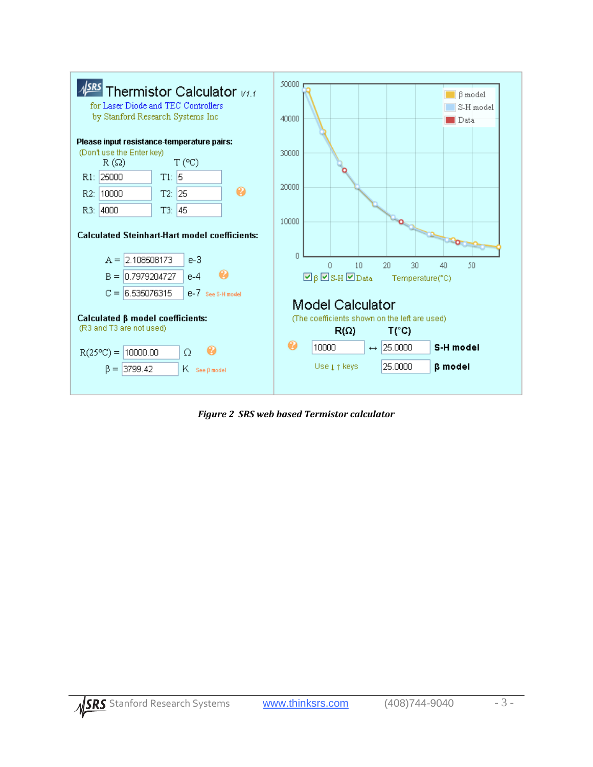Thermistor Calculator V1.1

for Laser Diode and TEC Controllers

by Stanford Research Systems Inc

**Please input resistance-temperature pairs:**

(Don't use the Enter key)

| | R (Ω) | | T (°C) |
|---|---|---|---|
| R1: | 25000 | T1: | 5 |
| R2: | 10000 | T2: | 25 |
| R3: | 4000 | T3: | 45 |

**Calculated Steinhart-Hart model coefficients:**

A = 2.108508173 e-3

B = 0.7979204727 e-4

C = 6.535076315 e-7 See S-H model

**Calculated β model coefficients:**

(R3 and T3 are not used)

R(25°C) = 10000.00 Ω

β = 3799.42 K See β model

50000

40000

30000

20000

10000

0

0 10 20 30 40 50

β model

S-H model

Data

β S-H Data Temperature(°C)

Model Calculator

(The coefficients shown on the left are used)

| R(Ω) | | T(°C) | |
|---|---|---|---|
| 10000 | ↔ | 25.0000 | S-H model |
| Use ↓ ↑ keys | | 25.0000 | β model |

*Figure 2 SRS web based Termistor calculator*